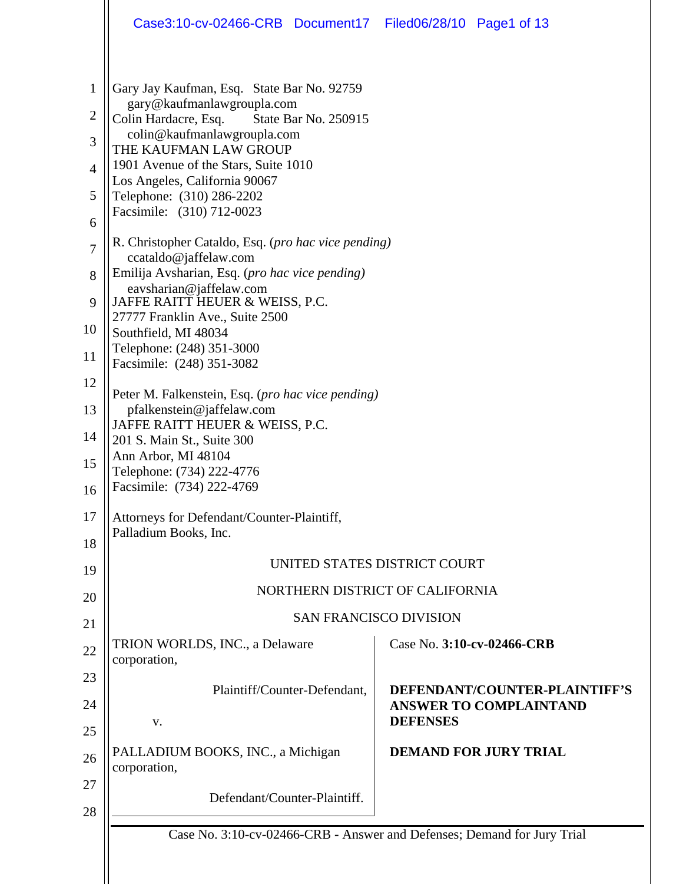Gary Jay Kaufman, Esq. State Bar No. 92759
gary@kaufmanlawgroupla.com
Colin Hardacre, Esq. State Bar No. 250915
colin@kaufmanlawgroupla.com
THE KAUFMAN LAW GROUP
1901 Avenue of the Stars, Suite 1010
Los Angeles, California 90067
Telephone: (310) 286-2202
Facsimile: (310) 712-0023

R. Christopher Cataldo, Esq. (*pro hac vice pending)*
ccataldo@jaffelaw.com
Emilija Avsharian, Esq. (*pro hac vice pending)*
eavsharian@jaffelaw.com
JAFFE RAITT HEUER & WEISS, P.C.
27777 Franklin Ave., Suite 2500
Southfield, MI 48034
Telephone: (248) 351-3000
Facsimile: (248) 351-3082

Peter M. Falkenstein, Esq. (*pro hac vice pending)*
pfalkenstein@jaffelaw.com
JAFFE RAITT HEUER & WEISS, P.C.
201 S. Main St., Suite 300
Ann Arbor, MI 48104
Telephone: (734) 222-4776
Facsimile: (734) 222-4769

Attorneys for Defendant/Counter-Plaintiff,
Palladium Books, Inc.

UNITED STATES DISTRICT COURT

NORTHERN DISTRICT OF CALIFORNIA

SAN FRANCISCO DIVISION

| | |
|---|---|
| TRION WORLDS, INC., a Delaware corporation,<br><br>Plaintiff/Counter-Defendant,<br><br>v.<br><br>PALLADIUM BOOKS, INC., a Michigan corporation,<br><br>Defendant/Counter-Plaintiff. | Case No. **3:10-cv-02466-CRB**<br><br>**DEFENDANT/COUNTER-PLAINTIFF'S ANSWER TO COMPLAINTAND DEFENSES**<br><br>**DEMAND FOR JURY TRIAL** |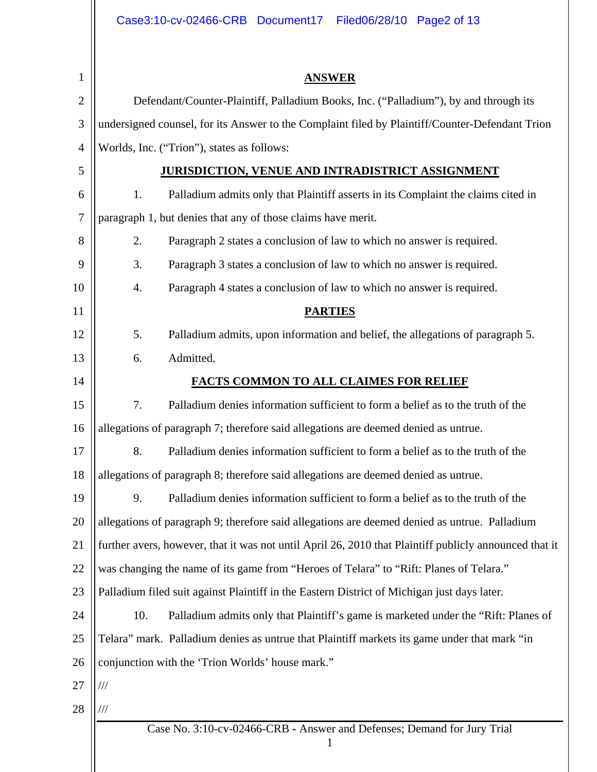## ANSWER

Defendant/Counter-Plaintiff, Palladium Books, Inc. ("Palladium"), by and through its undersigned counsel, for its Answer to the Complaint filed by Plaintiff/Counter-Defendant Trion Worlds, Inc. ("Trion"), states as follows:

## JURISDICTION, VENUE AND INTRADISTRICT ASSIGNMENT

1. Palladium admits only that Plaintiff asserts in its Complaint the claims cited in paragraph 1, but denies that any of those claims have merit.

2. Paragraph 2 states a conclusion of law to which no answer is required.

3. Paragraph 3 states a conclusion of law to which no answer is required.

4. Paragraph 4 states a conclusion of law to which no answer is required.

## PARTIES

5. Palladium admits, upon information and belief, the allegations of paragraph 5.

6. Admitted.

## FACTS COMMON TO ALL CLAIMES FOR RELIEF

7. Palladium denies information sufficient to form a belief as to the truth of the allegations of paragraph 7; therefore said allegations are deemed denied as untrue.

8. Palladium denies information sufficient to form a belief as to the truth of the allegations of paragraph 8; therefore said allegations are deemed denied as untrue.

9. Palladium denies information sufficient to form a belief as to the truth of the allegations of paragraph 9; therefore said allegations are deemed denied as untrue. Palladium further avers, however, that it was not until April 26, 2010 that Plaintiff publicly announced that it was changing the name of its game from "Heroes of Telara" to "Rift: Planes of Telara." Palladium filed suit against Plaintiff in the Eastern District of Michigan just days later.

10. Palladium admits only that Plaintiff's game is marketed under the "Rift: Planes of Telara" mark. Palladium denies as untrue that Plaintiff markets its game under that mark "in conjunction with the 'Trion Worlds' house mark."

///

///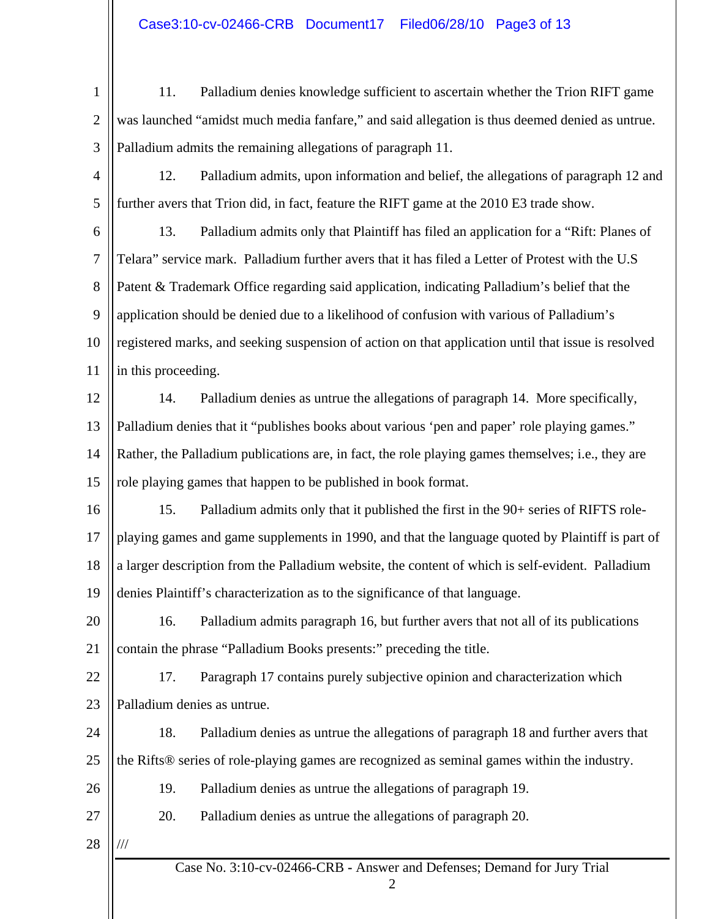11. Palladium denies knowledge sufficient to ascertain whether the Trion RIFT game was launched "amidst much media fanfare," and said allegation is thus deemed denied as untrue. Palladium admits the remaining allegations of paragraph 11.

12. Palladium admits, upon information and belief, the allegations of paragraph 12 and further avers that Trion did, in fact, feature the RIFT game at the 2010 E3 trade show.

13. Palladium admits only that Plaintiff has filed an application for a "Rift: Planes of Telara" service mark. Palladium further avers that it has filed a Letter of Protest with the U.S Patent & Trademark Office regarding said application, indicating Palladium's belief that the application should be denied due to a likelihood of confusion with various of Palladium's registered marks, and seeking suspension of action on that application until that issue is resolved in this proceeding.

14. Palladium denies as untrue the allegations of paragraph 14. More specifically, Palladium denies that it "publishes books about various 'pen and paper' role playing games." Rather, the Palladium publications are, in fact, the role playing games themselves; i.e., they are role playing games that happen to be published in book format.

15. Palladium admits only that it published the first in the 90+ series of RIFTS role-playing games and game supplements in 1990, and that the language quoted by Plaintiff is part of a larger description from the Palladium website, the content of which is self-evident. Palladium denies Plaintiff's characterization as to the significance of that language.

16. Palladium admits paragraph 16, but further avers that not all of its publications contain the phrase "Palladium Books presents:" preceding the title.

17. Paragraph 17 contains purely subjective opinion and characterization which Palladium denies as untrue.

18. Palladium denies as untrue the allegations of paragraph 18 and further avers that the Rifts® series of role-playing games are recognized as seminal games within the industry.

19. Palladium denies as untrue the allegations of paragraph 19.

20. Palladium denies as untrue the allegations of paragraph 20.

///

Case No. 3:10-cv-02466-CRB - Answer and Defenses; Demand for Jury Trial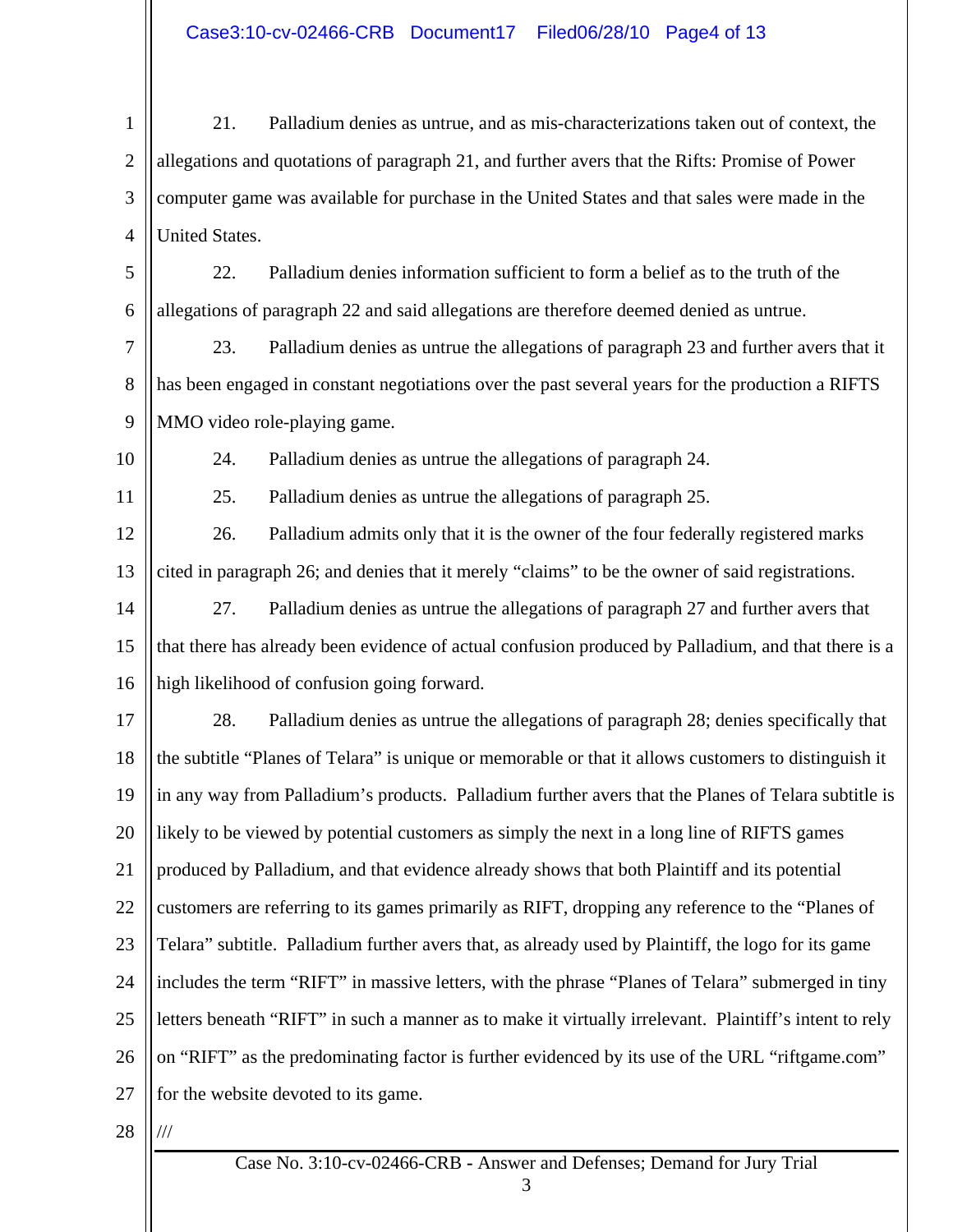21. Palladium denies as untrue, and as mis-characterizations taken out of context, the allegations and quotations of paragraph 21, and further avers that the Rifts: Promise of Power computer game was available for purchase in the United States and that sales were made in the United States.

22. Palladium denies information sufficient to form a belief as to the truth of the allegations of paragraph 22 and said allegations are therefore deemed denied as untrue.

23. Palladium denies as untrue the allegations of paragraph 23 and further avers that it has been engaged in constant negotiations over the past several years for the production a RIFTS MMO video role-playing game.

24. Palladium denies as untrue the allegations of paragraph 24.

25. Palladium denies as untrue the allegations of paragraph 25.

26. Palladium admits only that it is the owner of the four federally registered marks cited in paragraph 26; and denies that it merely "claims" to be the owner of said registrations.

27. Palladium denies as untrue the allegations of paragraph 27 and further avers that that there has already been evidence of actual confusion produced by Palladium, and that there is a high likelihood of confusion going forward.

28. Palladium denies as untrue the allegations of paragraph 28; denies specifically that the subtitle "Planes of Telara" is unique or memorable or that it allows customers to distinguish it in any way from Palladium's products. Palladium further avers that the Planes of Telara subtitle is likely to be viewed by potential customers as simply the next in a long line of RIFTS games produced by Palladium, and that evidence already shows that both Plaintiff and its potential customers are referring to its games primarily as RIFT, dropping any reference to the "Planes of Telara" subtitle. Palladium further avers that, as already used by Plaintiff, the logo for its game includes the term "RIFT" in massive letters, with the phrase "Planes of Telara" submerged in tiny letters beneath "RIFT" in such a manner as to make it virtually irrelevant. Plaintiff's intent to rely on "RIFT" as the predominating factor is further evidenced by its use of the URL "riftgame.com" for the website devoted to its game.

///

Case No. 3:10-cv-02466-CRB - Answer and Defenses; Demand for Jury Trial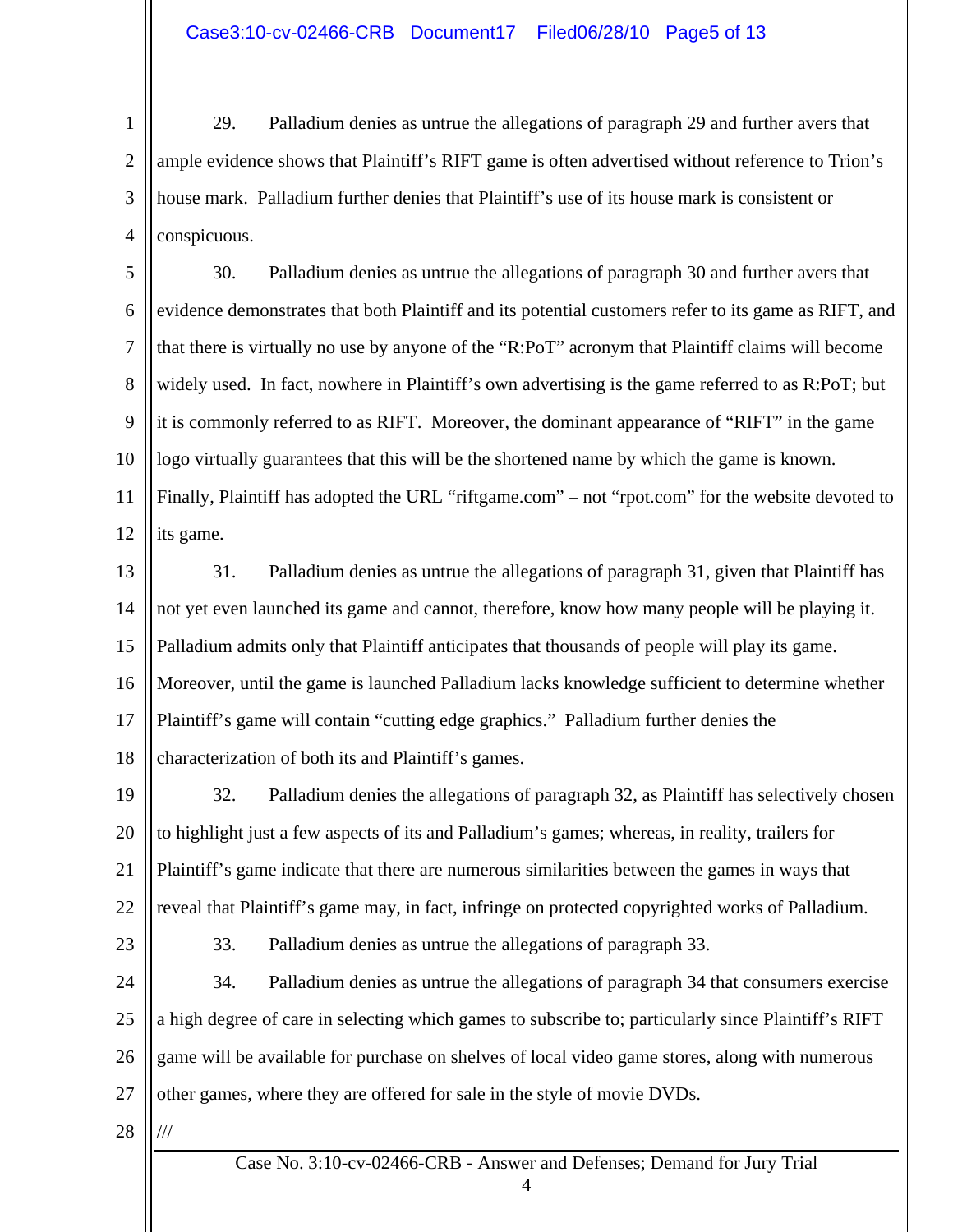29. Palladium denies as untrue the allegations of paragraph 29 and further avers that ample evidence shows that Plaintiff's RIFT game is often advertised without reference to Trion's house mark. Palladium further denies that Plaintiff's use of its house mark is consistent or conspicuous.

30. Palladium denies as untrue the allegations of paragraph 30 and further avers that evidence demonstrates that both Plaintiff and its potential customers refer to its game as RIFT, and that there is virtually no use by anyone of the "R:PoT" acronym that Plaintiff claims will become widely used. In fact, nowhere in Plaintiff's own advertising is the game referred to as R:PoT; but it is commonly referred to as RIFT. Moreover, the dominant appearance of "RIFT" in the game logo virtually guarantees that this will be the shortened name by which the game is known. Finally, Plaintiff has adopted the URL "riftgame.com" – not "rpot.com" for the website devoted to its game.

31. Palladium denies as untrue the allegations of paragraph 31, given that Plaintiff has not yet even launched its game and cannot, therefore, know how many people will be playing it. Palladium admits only that Plaintiff anticipates that thousands of people will play its game. Moreover, until the game is launched Palladium lacks knowledge sufficient to determine whether Plaintiff's game will contain "cutting edge graphics." Palladium further denies the characterization of both its and Plaintiff's games.

32. Palladium denies the allegations of paragraph 32, as Plaintiff has selectively chosen to highlight just a few aspects of its and Palladium's games; whereas, in reality, trailers for Plaintiff's game indicate that there are numerous similarities between the games in ways that reveal that Plaintiff's game may, in fact, infringe on protected copyrighted works of Palladium.

33. Palladium denies as untrue the allegations of paragraph 33.

34. Palladium denies as untrue the allegations of paragraph 34 that consumers exercise a high degree of care in selecting which games to subscribe to; particularly since Plaintiff's RIFT game will be available for purchase on shelves of local video game stores, along with numerous other games, where they are offered for sale in the style of movie DVDs.

///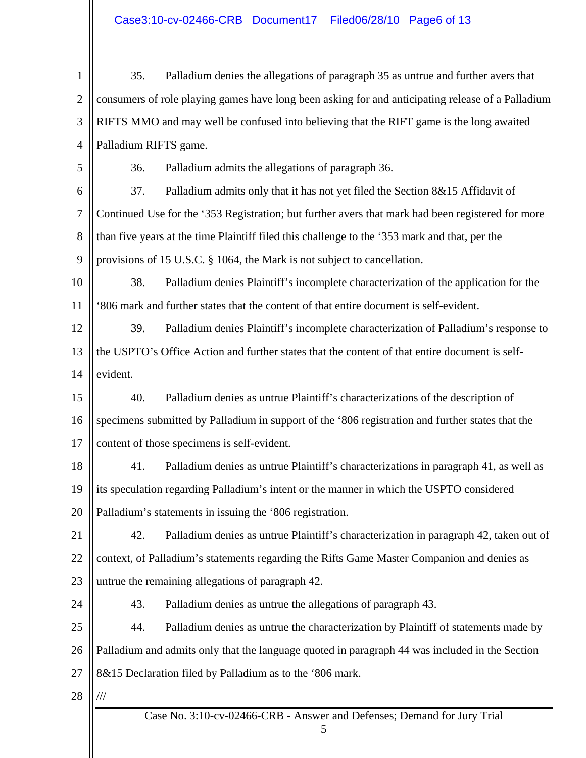35. Palladium denies the allegations of paragraph 35 as untrue and further avers that consumers of role playing games have long been asking for and anticipating release of a Palladium RIFTS MMO and may well be confused into believing that the RIFT game is the long awaited Palladium RIFTS game.

36. Palladium admits the allegations of paragraph 36.

37. Palladium admits only that it has not yet filed the Section 8&15 Affidavit of Continued Use for the '353 Registration; but further avers that mark had been registered for more than five years at the time Plaintiff filed this challenge to the '353 mark and that, per the provisions of 15 U.S.C. § 1064, the Mark is not subject to cancellation.

38. Palladium denies Plaintiff's incomplete characterization of the application for the '806 mark and further states that the content of that entire document is self-evident.

39. Palladium denies Plaintiff's incomplete characterization of Palladium's response to the USPTO's Office Action and further states that the content of that entire document is self-evident.

40. Palladium denies as untrue Plaintiff's characterizations of the description of specimens submitted by Palladium in support of the '806 registration and further states that the content of those specimens is self-evident.

41. Palladium denies as untrue Plaintiff's characterizations in paragraph 41, as well as its speculation regarding Palladium's intent or the manner in which the USPTO considered Palladium's statements in issuing the '806 registration.

42. Palladium denies as untrue Plaintiff's characterization in paragraph 42, taken out of context, of Palladium's statements regarding the Rifts Game Master Companion and denies as untrue the remaining allegations of paragraph 42.

43. Palladium denies as untrue the allegations of paragraph 43.

44. Palladium denies as untrue the characterization by Plaintiff of statements made by Palladium and admits only that the language quoted in paragraph 44 was included in the Section 8&15 Declaration filed by Palladium as to the '806 mark.

///

Case No. 3:10-cv-02466-CRB - Answer and Defenses; Demand for Jury Trial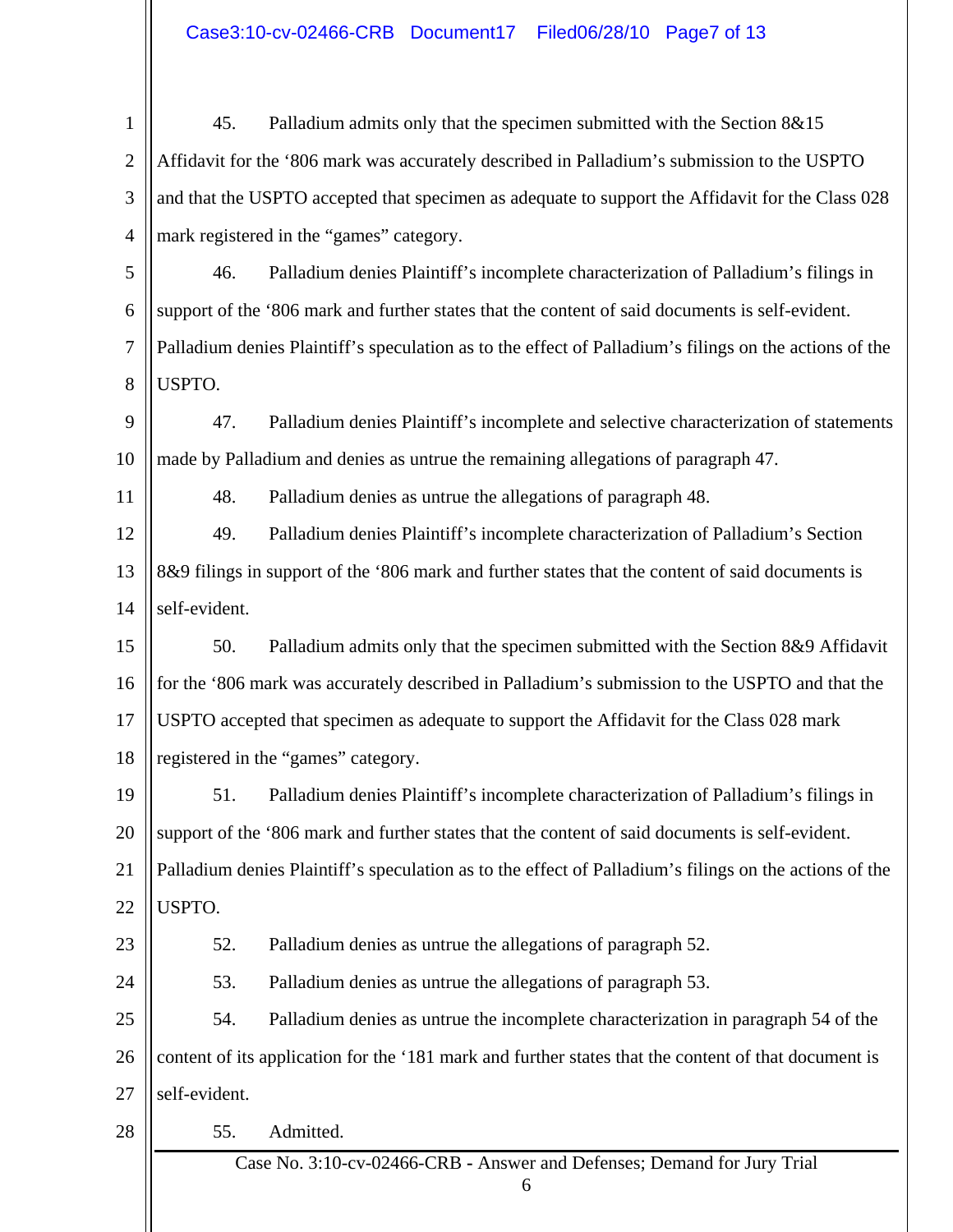45. Palladium admits only that the specimen submitted with the Section 8&15 Affidavit for the '806 mark was accurately described in Palladium's submission to the USPTO and that the USPTO accepted that specimen as adequate to support the Affidavit for the Class 028 mark registered in the "games" category.

46. Palladium denies Plaintiff's incomplete characterization of Palladium's filings in support of the '806 mark and further states that the content of said documents is self-evident. Palladium denies Plaintiff's speculation as to the effect of Palladium's filings on the actions of the USPTO.

47. Palladium denies Plaintiff's incomplete and selective characterization of statements made by Palladium and denies as untrue the remaining allegations of paragraph 47.

48. Palladium denies as untrue the allegations of paragraph 48.

49. Palladium denies Plaintiff's incomplete characterization of Palladium's Section 8&9 filings in support of the '806 mark and further states that the content of said documents is self-evident.

50. Palladium admits only that the specimen submitted with the Section 8&9 Affidavit for the '806 mark was accurately described in Palladium's submission to the USPTO and that the USPTO accepted that specimen as adequate to support the Affidavit for the Class 028 mark registered in the "games" category.

51. Palladium denies Plaintiff's incomplete characterization of Palladium's filings in support of the '806 mark and further states that the content of said documents is self-evident. Palladium denies Plaintiff's speculation as to the effect of Palladium's filings on the actions of the USPTO.

52. Palladium denies as untrue the allegations of paragraph 52.

53. Palladium denies as untrue the allegations of paragraph 53.

54. Palladium denies as untrue the incomplete characterization in paragraph 54 of the content of its application for the '181 mark and further states that the content of that document is self-evident.

55. Admitted.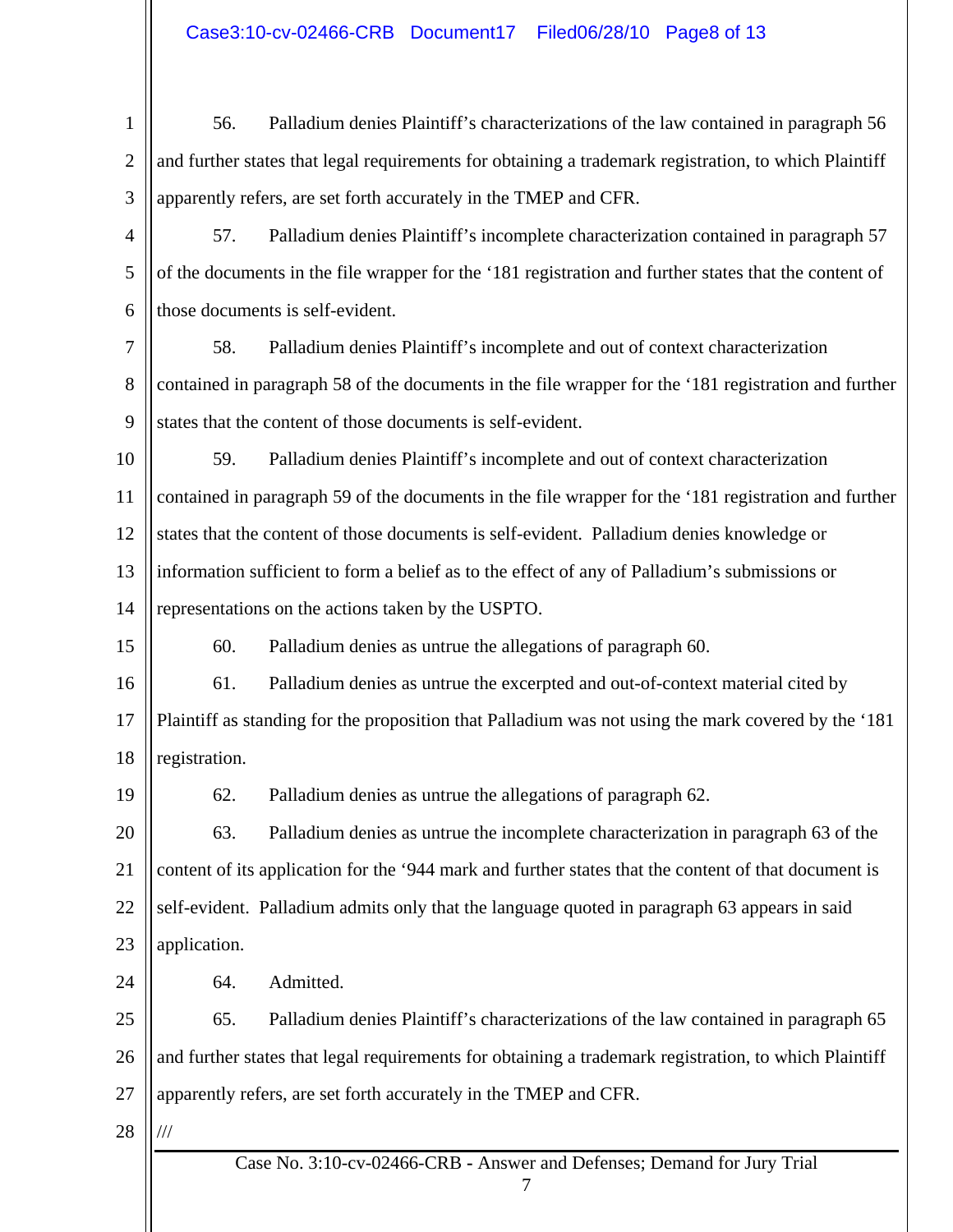56. Palladium denies Plaintiff's characterizations of the law contained in paragraph 56 and further states that legal requirements for obtaining a trademark registration, to which Plaintiff apparently refers, are set forth accurately in the TMEP and CFR.

57. Palladium denies Plaintiff's incomplete characterization contained in paragraph 57 of the documents in the file wrapper for the '181 registration and further states that the content of those documents is self-evident.

58. Palladium denies Plaintiff's incomplete and out of context characterization contained in paragraph 58 of the documents in the file wrapper for the '181 registration and further states that the content of those documents is self-evident.

59. Palladium denies Plaintiff's incomplete and out of context characterization contained in paragraph 59 of the documents in the file wrapper for the '181 registration and further states that the content of those documents is self-evident. Palladium denies knowledge or information sufficient to form a belief as to the effect of any of Palladium's submissions or representations on the actions taken by the USPTO.

60. Palladium denies as untrue the allegations of paragraph 60.

61. Palladium denies as untrue the excerpted and out-of-context material cited by Plaintiff as standing for the proposition that Palladium was not using the mark covered by the '181 registration.

62. Palladium denies as untrue the allegations of paragraph 62.

63. Palladium denies as untrue the incomplete characterization in paragraph 63 of the content of its application for the '944 mark and further states that the content of that document is self-evident. Palladium admits only that the language quoted in paragraph 63 appears in said application.

64. Admitted.

65. Palladium denies Plaintiff's characterizations of the law contained in paragraph 65 and further states that legal requirements for obtaining a trademark registration, to which Plaintiff apparently refers, are set forth accurately in the TMEP and CFR.

///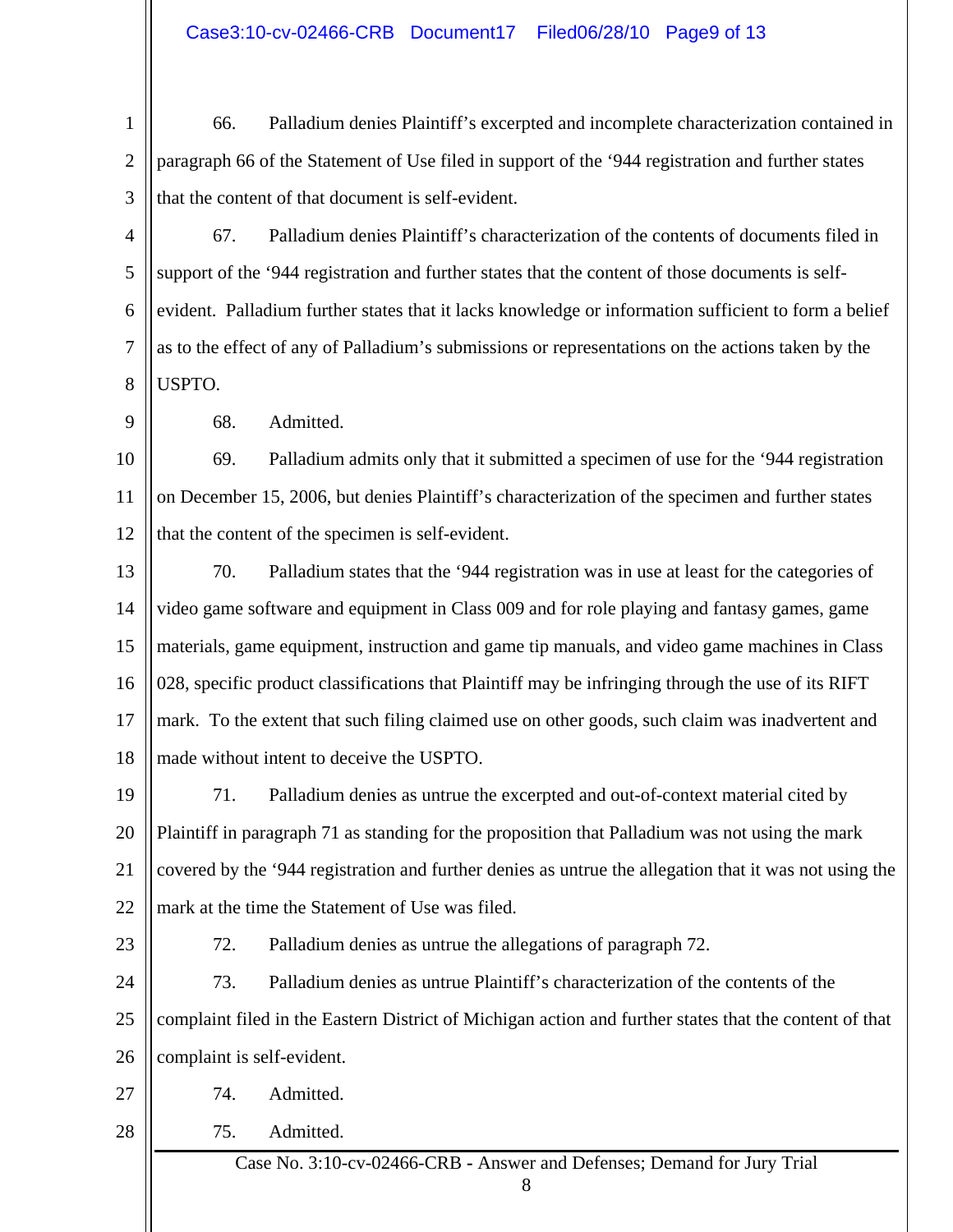66. Palladium denies Plaintiff's excerpted and incomplete characterization contained in paragraph 66 of the Statement of Use filed in support of the '944 registration and further states that the content of that document is self-evident.

67. Palladium denies Plaintiff's characterization of the contents of documents filed in support of the '944 registration and further states that the content of those documents is self-evident. Palladium further states that it lacks knowledge or information sufficient to form a belief as to the effect of any of Palladium's submissions or representations on the actions taken by the USPTO.

68. Admitted.

69. Palladium admits only that it submitted a specimen of use for the '944 registration on December 15, 2006, but denies Plaintiff's characterization of the specimen and further states that the content of the specimen is self-evident.

70. Palladium states that the '944 registration was in use at least for the categories of video game software and equipment in Class 009 and for role playing and fantasy games, game materials, game equipment, instruction and game tip manuals, and video game machines in Class 028, specific product classifications that Plaintiff may be infringing through the use of its RIFT mark. To the extent that such filing claimed use on other goods, such claim was inadvertent and made without intent to deceive the USPTO.

71. Palladium denies as untrue the excerpted and out-of-context material cited by Plaintiff in paragraph 71 as standing for the proposition that Palladium was not using the mark covered by the '944 registration and further denies as untrue the allegation that it was not using the mark at the time the Statement of Use was filed.

72. Palladium denies as untrue the allegations of paragraph 72.

73. Palladium denies as untrue Plaintiff's characterization of the contents of the complaint filed in the Eastern District of Michigan action and further states that the content of that complaint is self-evident.

74. Admitted.

75. Admitted.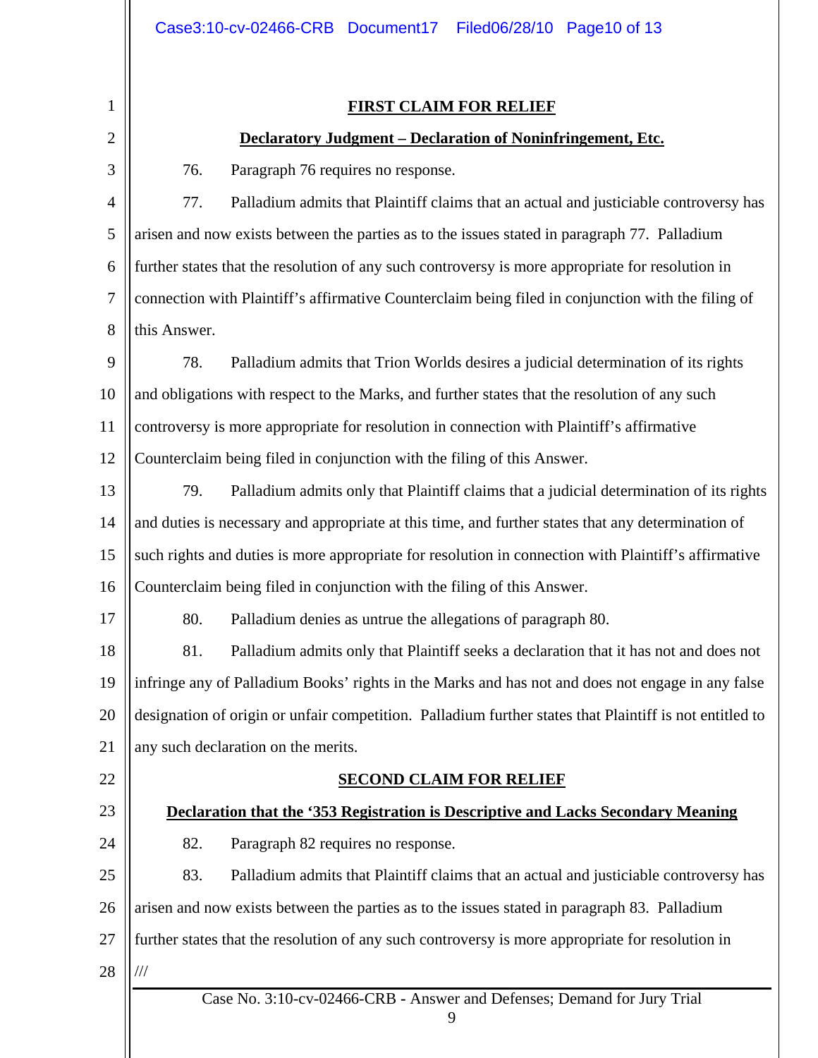**FIRST CLAIM FOR RELIEF**

**Declaratory Judgment – Declaration of Noninfringement, Etc.**

76. Paragraph 76 requires no response.

77. Palladium admits that Plaintiff claims that an actual and justiciable controversy has arisen and now exists between the parties as to the issues stated in paragraph 77. Palladium further states that the resolution of any such controversy is more appropriate for resolution in connection with Plaintiff's affirmative Counterclaim being filed in conjunction with the filing of this Answer.

78. Palladium admits that Trion Worlds desires a judicial determination of its rights and obligations with respect to the Marks, and further states that the resolution of any such controversy is more appropriate for resolution in connection with Plaintiff's affirmative Counterclaim being filed in conjunction with the filing of this Answer.

79. Palladium admits only that Plaintiff claims that a judicial determination of its rights and duties is necessary and appropriate at this time, and further states that any determination of such rights and duties is more appropriate for resolution in connection with Plaintiff's affirmative Counterclaim being filed in conjunction with the filing of this Answer.

80. Palladium denies as untrue the allegations of paragraph 80.

81. Palladium admits only that Plaintiff seeks a declaration that it has not and does not infringe any of Palladium Books' rights in the Marks and has not and does not engage in any false designation of origin or unfair competition. Palladium further states that Plaintiff is not entitled to any such declaration on the merits.

**SECOND CLAIM FOR RELIEF**

**Declaration that the '353 Registration is Descriptive and Lacks Secondary Meaning**

82. Paragraph 82 requires no response.

83. Palladium admits that Plaintiff claims that an actual and justiciable controversy has arisen and now exists between the parties as to the issues stated in paragraph 83. Palladium further states that the resolution of any such controversy is more appropriate for resolution in

///

Case No. 3:10-cv-02466-CRB - Answer and Defenses; Demand for Jury Trial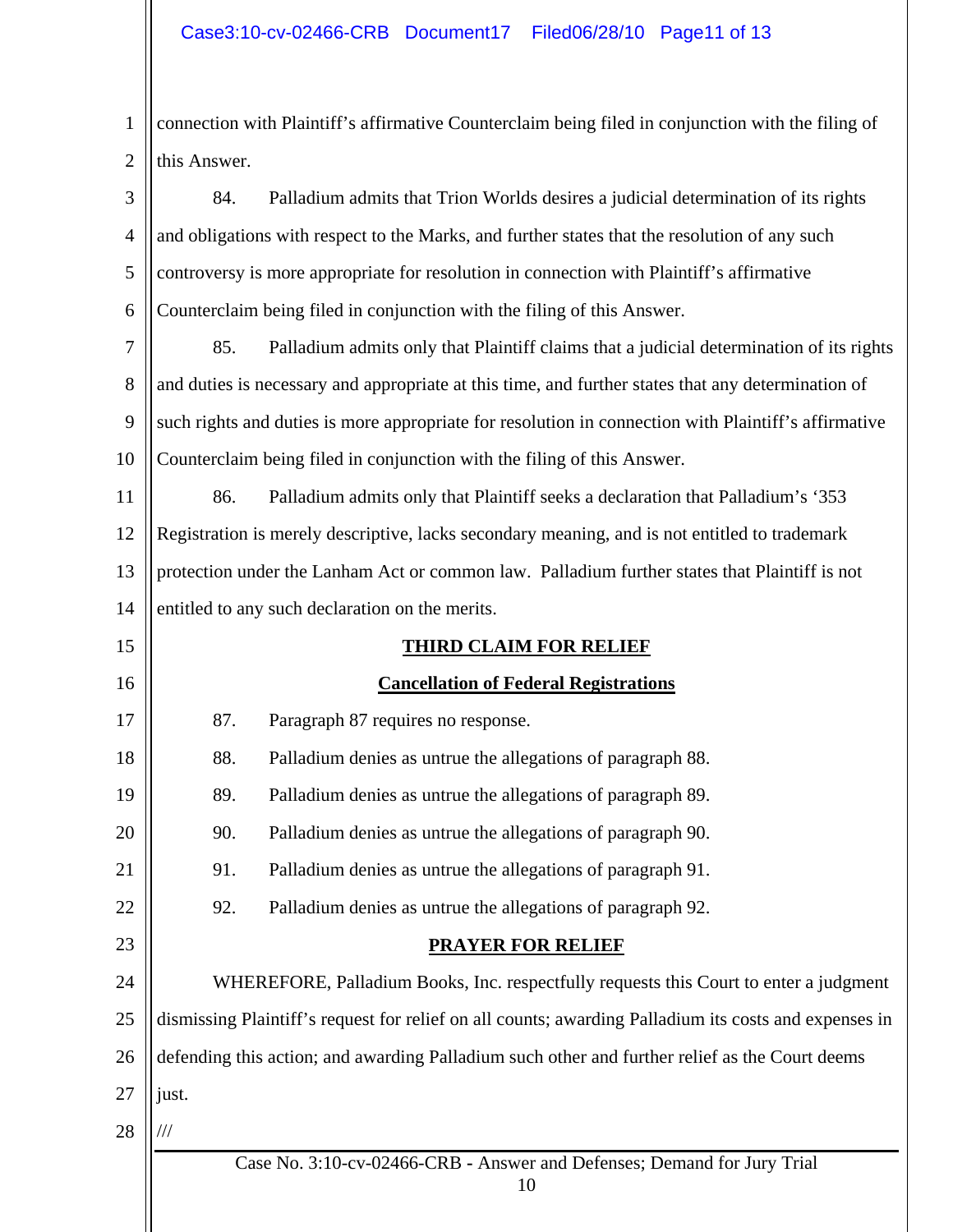connection with Plaintiff's affirmative Counterclaim being filed in conjunction with the filing of this Answer.

84. Palladium admits that Trion Worlds desires a judicial determination of its rights and obligations with respect to the Marks, and further states that the resolution of any such controversy is more appropriate for resolution in connection with Plaintiff's affirmative Counterclaim being filed in conjunction with the filing of this Answer.

85. Palladium admits only that Plaintiff claims that a judicial determination of its rights and duties is necessary and appropriate at this time, and further states that any determination of such rights and duties is more appropriate for resolution in connection with Plaintiff's affirmative Counterclaim being filed in conjunction with the filing of this Answer.

86. Palladium admits only that Plaintiff seeks a declaration that Palladium's '353 Registration is merely descriptive, lacks secondary meaning, and is not entitled to trademark protection under the Lanham Act or common law. Palladium further states that Plaintiff is not entitled to any such declaration on the merits.

**THIRD CLAIM FOR RELIEF**

**Cancellation of Federal Registrations**

87. Paragraph 87 requires no response.

88. Palladium denies as untrue the allegations of paragraph 88.

89. Palladium denies as untrue the allegations of paragraph 89.

90. Palladium denies as untrue the allegations of paragraph 90.

91. Palladium denies as untrue the allegations of paragraph 91.

92. Palladium denies as untrue the allegations of paragraph 92.

**PRAYER FOR RELIEF**

WHEREFORE, Palladium Books, Inc. respectfully requests this Court to enter a judgment dismissing Plaintiff's request for relief on all counts; awarding Palladium its costs and expenses in defending this action; and awarding Palladium such other and further relief as the Court deems just.

///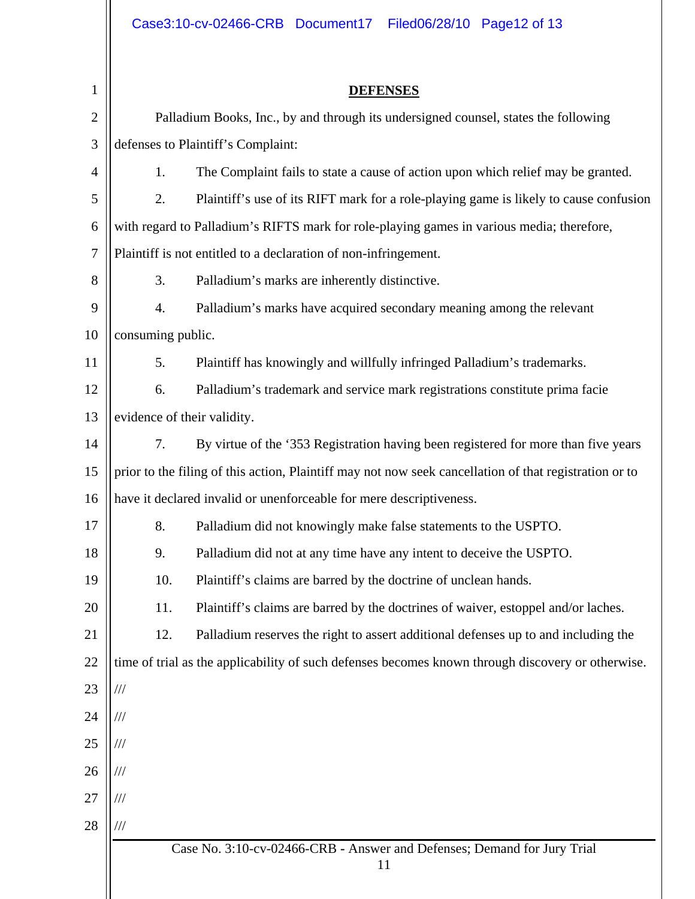## DEFENSES

Palladium Books, Inc., by and through its undersigned counsel, states the following defenses to Plaintiff's Complaint:

1. The Complaint fails to state a cause of action upon which relief may be granted.

2. Plaintiff's use of its RIFT mark for a role-playing game is likely to cause confusion with regard to Palladium's RIFTS mark for role-playing games in various media; therefore, Plaintiff is not entitled to a declaration of non-infringement.

3. Palladium's marks are inherently distinctive.

4. Palladium's marks have acquired secondary meaning among the relevant consuming public.

5. Plaintiff has knowingly and willfully infringed Palladium's trademarks.

6. Palladium's trademark and service mark registrations constitute prima facie evidence of their validity.

7. By virtue of the '353 Registration having been registered for more than five years prior to the filing of this action, Plaintiff may not now seek cancellation of that registration or to have it declared invalid or unenforceable for mere descriptiveness.

8. Palladium did not knowingly make false statements to the USPTO.

9. Palladium did not at any time have any intent to deceive the USPTO.

10. Plaintiff's claims are barred by the doctrine of unclean hands.

11. Plaintiff's claims are barred by the doctrines of waiver, estoppel and/or laches.

12. Palladium reserves the right to assert additional defenses up to and including the time of trial as the applicability of such defenses becomes known through discovery or otherwise.

///

///

///

///

///

///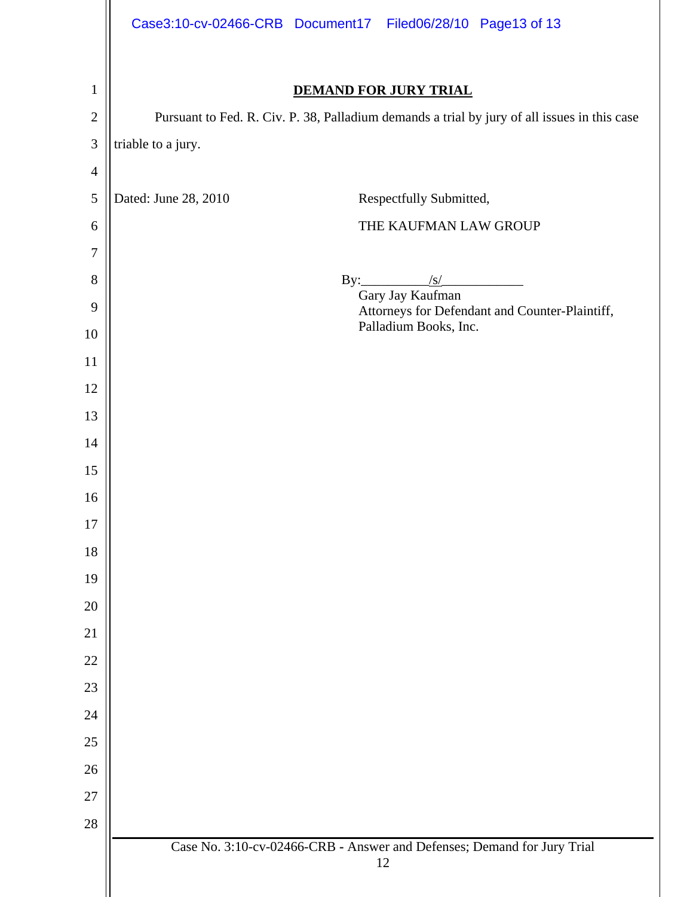**DEMAND FOR JURY TRIAL**

Pursuant to Fed. R. Civ. P. 38, Palladium demands a trial by jury of all issues in this case triable to a jury.

Dated: June 28, 2010

Respectfully Submitted,

THE KAUFMAN LAW GROUP

By:__________/s/____________
Gary Jay Kaufman
Attorneys for Defendant and Counter-Plaintiff,
Palladium Books, Inc.